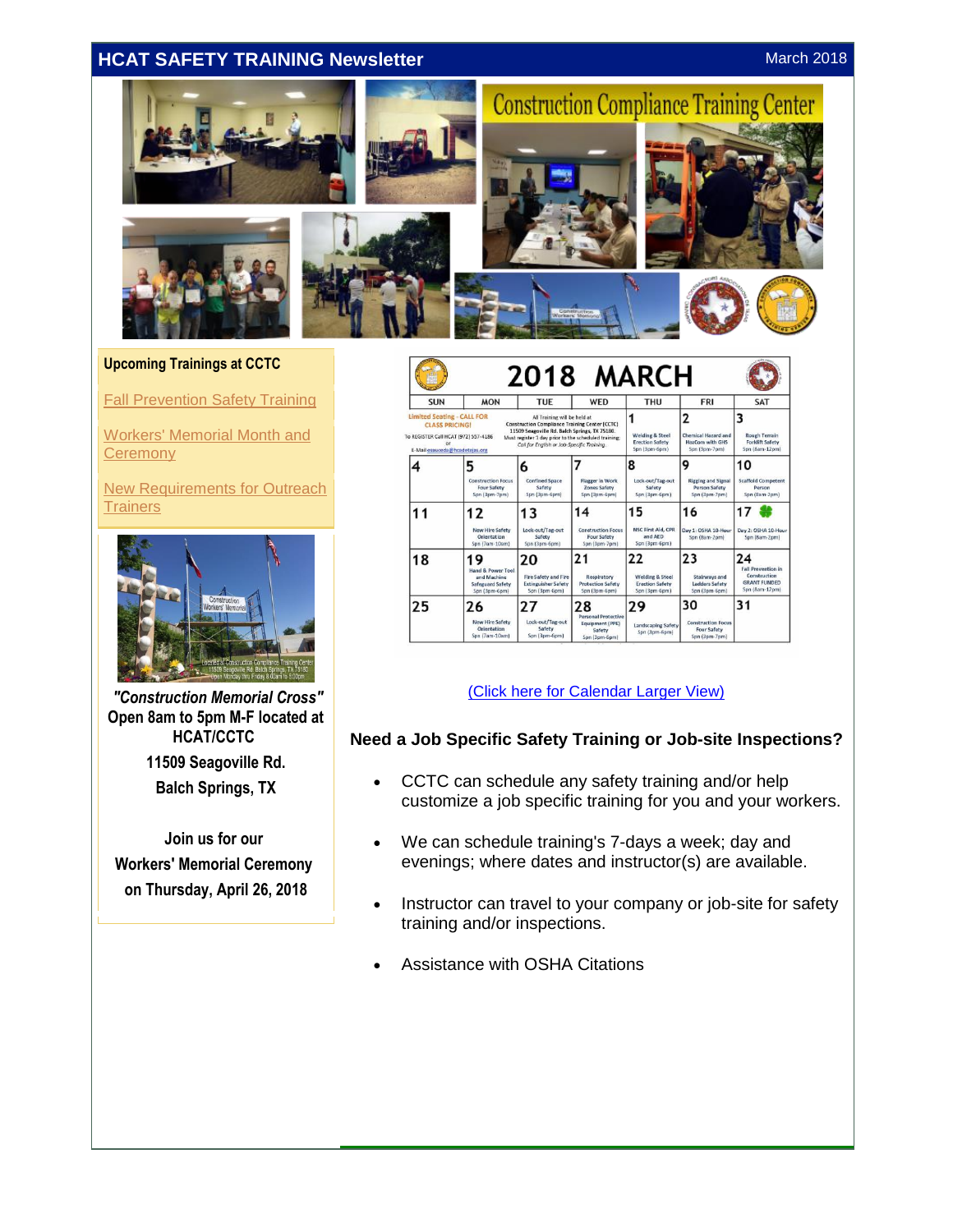# HCAT SAFETY TRAINING Newsletter

March 2018

Construction Compliance Training Center

## Upcoming Trainings at CCTC

Fall Prevention Safety Training

Workers' Memorial Month and Ceremony

New Requirements for Outreach Trainers

***"Construction Memorial Cross"***

**Open 8am to 5pm M-F located at HCAT/CCTC**

**11509 Seagoville Rd.**

**Balch Springs, TX**

**Join us for our Workers' Memorial Ceremony on Thursday, April 26, 2018**

## 2018 MARCH

Limited Seating - CALL FOR CLASS PRICING!

To REGISTER Call HCAT (972) 557-4186 or E-Mail esaucedo@hcadetejas.org

All Training will be held at Construction Compliance Training Center (CCTC) 11509 Seagoville Rd. Balch Springs, TX 75180. Must register 1 day prior to the scheduled training. Call for English or Job-Specific Training.

| SUN | MON | TUE | WED | THU | FRI | SAT |
|---|---|---|---|---|---|---|
| | | | | 1 Welding & Steel Erection Safety 5pn (3pm-6pm) | 2 Chemical Hazard and HazCom with GHS 5pn (3pm-7pm) | 3 Rough Terrain Forklift Safety 5pn (8am-12pm) |
| 4 | 5 Construction Focus Four Safety 5pn (3pm-7pm) | 6 Confined Space Safety 5pn (3pm-6pm) | 7 Flagger in Work Zones Safety 5pn (3pm-6pm) | 8 Lock-out/Tag-out Safety 5pn (3pm-6pm) | 9 Rigging and Signal Person Safety 5pn (3pm-7pm) | 10 Scaffold Competent Person 5pn (8am-3pm) |
| 11 | 12 New Hire Safety Orientation 5pn (7am-10am) | 13 Lock-out/Tag-out Safety 5pn (3pm-6pm) | 14 Construction Focus Four Safety 5pn (3pm-7pm) | 15 NSC First Aid, CPR and AED 5pn (3pm-6pm) | 16 Day 1: OSHA 10-Hour 5pn (8am-2pm) | 17 Day 2: OSHA 10-Hour 5pn (8am-2pm) |
| 18 | 19 Hand & Power Tool and Machine Safeguard Safety 5pn (3pm-6pm) | 20 Fire Safety and Fire Extinguisher Safety 5pn (3pm-6pm) | 21 Respiratory Protection Safety 5pn (3pm-6pm) | 22 Welding & Steel Erection Safety 5pn (3pm-6pm) | 23 Stairways and Ladders Safety 5pn (3pm-6pm) | 24 Fall Prevention in Construction GRANT FUNDED 5pn (8am-12pm) |
| 25 | 26 New Hire Safety Orientation 5pn (7am-10am) | 27 Lock-out/Tag-out Safety 5pn (3pm-6pm) | 28 Personal Protective Equipment (PPE) Safety 5pn (3pm-6pm) | 29 Landscaping Safety 5pn (3pm-6pm) | 30 Construction Focus Four Safety 5pn (3pm-7pm) | 31 |

(Click here for Calendar Larger View)

### Need a Job Specific Safety Training or Job-site Inspections?

- CCTC can schedule any safety training and/or help customize a job specific training for you and your workers.
- We can schedule training's 7-days a week; day and evenings; where dates and instructor(s) are available.
- Instructor can travel to your company or job-site for safety training and/or inspections.
- Assistance with OSHA Citations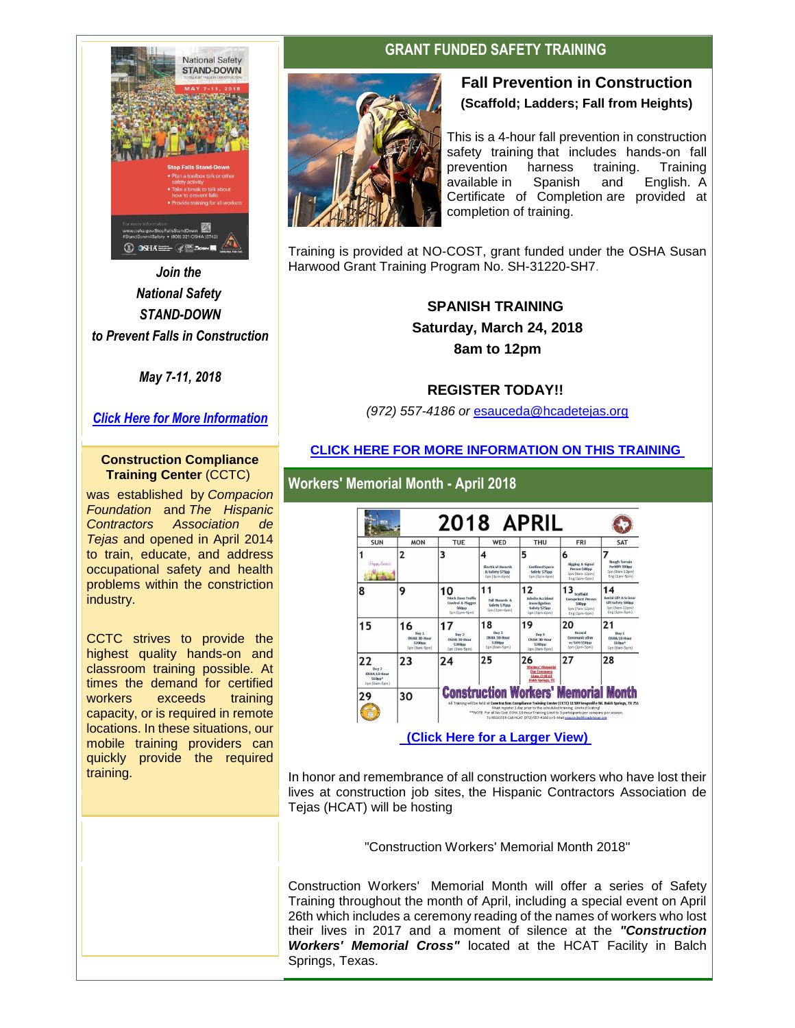*Join the National Safety STAND-DOWN to Prevent Falls in Construction*

*May 7-11, 2018*

[*Click Here for More Information*]

**Construction Compliance Training Center** (CCTC)

was established by *Compacion Foundation* and *The Hispanic Contractors Association de Tejas* and opened in April 2014 to train, educate, and address occupational safety and health problems within the constriction industry.

CCTC strives to provide the highest quality hands-on and classroom training possible. At times the demand for certified workers exceeds training capacity, or is required in remote locations. In these situations, our mobile training providers can quickly provide the required training.

## GRANT FUNDED SAFETY TRAINING

### Fall Prevention in Construction

**(Scaffold; Ladders; Fall from Heights)**

This is a 4-hour fall prevention in construction safety training that includes hands-on fall prevention harness training. Training available in Spanish and English. A Certificate of Completion are provided at completion of training.

Training is provided at NO-COST, grant funded under the OSHA Susan Harwood Grant Training Program No. SH-31220-SH7.

**SPANISH TRAINING**
**Saturday, March 24, 2018**
**8am to 12pm**

**REGISTER TODAY!!**

*(972) 557-4186 or* esauceda@hcadetejas.org

**CLICK HERE FOR MORE INFORMATION ON THIS TRAINING**

## Workers' Memorial Month - April 2018

**(Click Here for a Larger View)**

In honor and remembrance of all construction workers who have lost their lives at construction job sites, the Hispanic Contractors Association de Tejas (HCAT) will be hosting

"Construction Workers' Memorial Month 2018"

Construction Workers' Memorial Month will offer a series of Safety Training throughout the month of April, including a special event on April 26th which includes a ceremony reading of the names of workers who lost their lives in 2017 and a moment of silence at the ***"Construction Workers' Memorial Cross"*** located at the HCAT Facility in Balch Springs, Texas.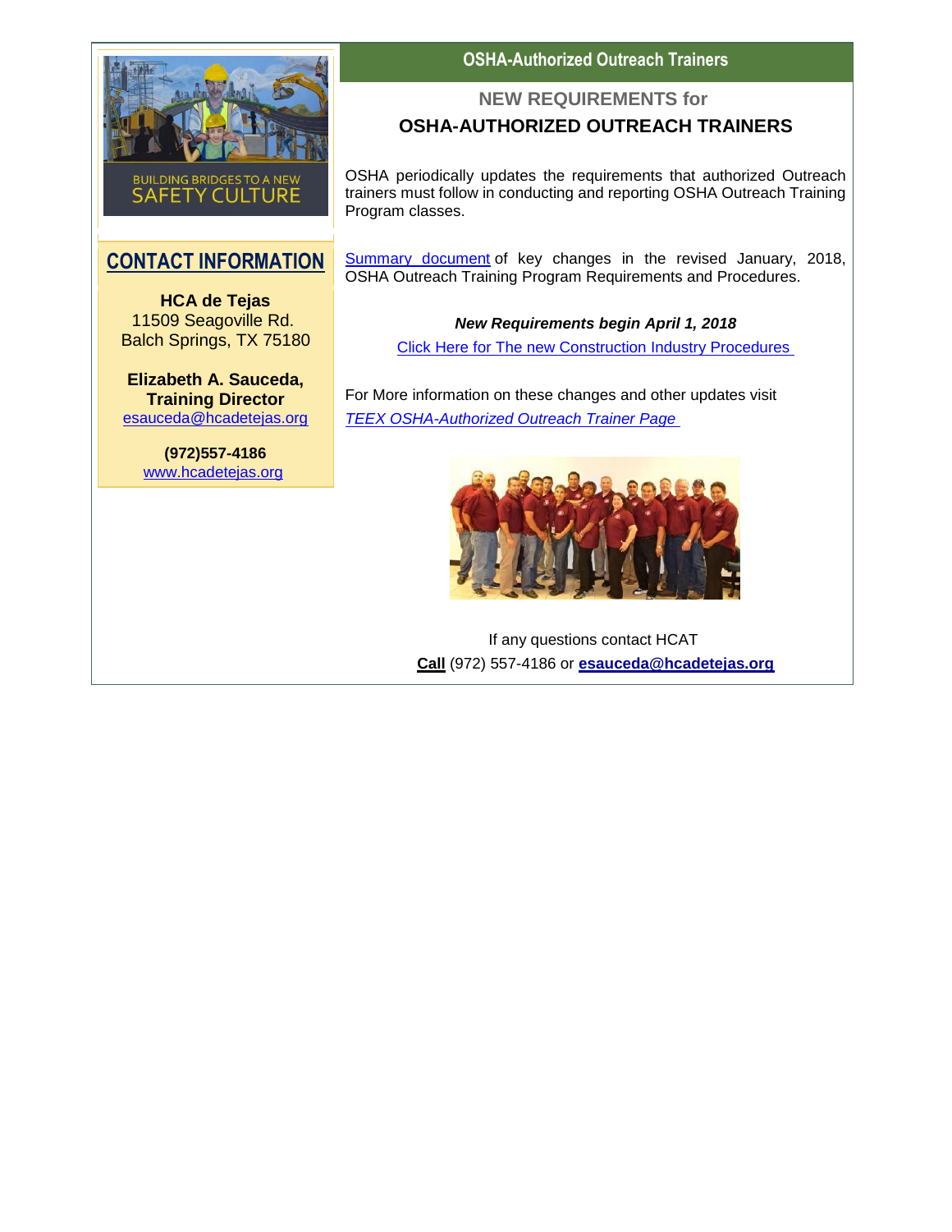BUILDING BRIDGES TO A NEW SAFETY CULTURE

## CONTACT INFORMATION

**HCA de Tejas**
11509 Seagoville Rd.
Balch Springs, TX 75180

**Elizabeth A. Sauceda, Training Director**
esauceda@hcadetejas.org

**(972)557-4186**
www.hcadetejas.org

## OSHA-Authorized Outreach Trainers

### NEW REQUIREMENTS for
### OSHA-AUTHORIZED OUTREACH TRAINERS

OSHA periodically updates the requirements that authorized Outreach trainers must follow in conducting and reporting OSHA Outreach Training Program classes.

Summary document of key changes in the revised January, 2018, OSHA Outreach Training Program Requirements and Procedures.

***New Requirements begin April 1, 2018***

Click Here for The new Construction Industry Procedures

For More information on these changes and other updates visit *TEEX OSHA-Authorized Outreach Trainer Page*

If any questions contact HCAT
**Call** (972) 557-4186 or **esauceda@hcadetejas.org**